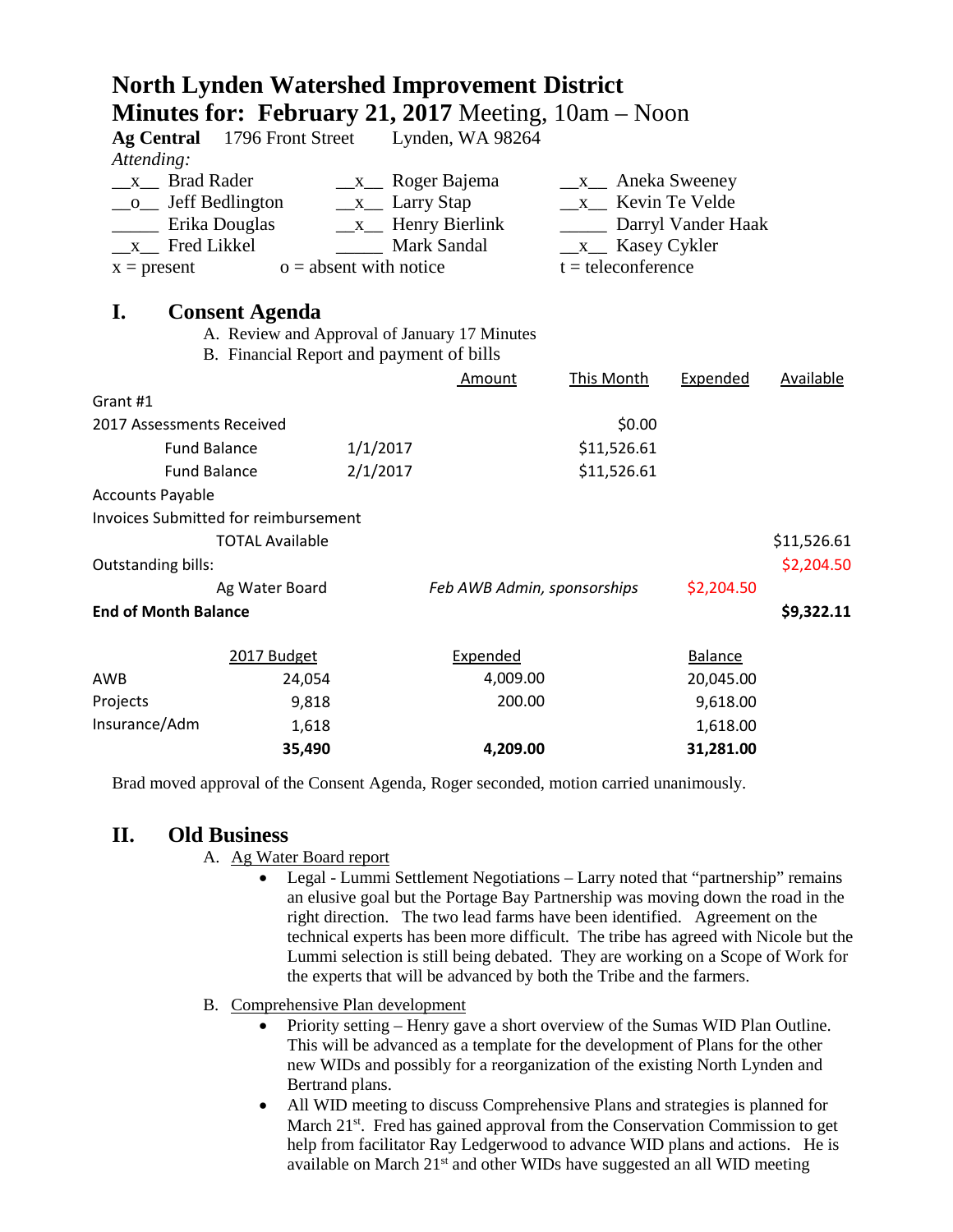# North Lynden Watershed Improvement District

## Minutes for: February 21, 2017 Meeting, 10am – Noon

**Ag Central** 1796 Front Street Lynden, WA 98264

*Attending:*

| | | |
|---|---|---|
| \_\_x\_\_ Brad Rader | \_\_x\_\_ Roger Bajema | \_\_x\_\_ Aneka Sweeney |
| \_\_o\_\_ Jeff Bedlington | \_\_x\_\_ Larry Stap | \_\_x\_\_ Kevin Te Velde |
| \_\_\_\_\_ Erika Douglas | \_\_x\_\_ Henry Bierlink | \_\_\_\_\_ Darryl Vander Haak |
| \_\_x\_\_ Fred Likkel | \_\_\_\_\_ Mark Sandal | \_\_x\_\_ Kasey Cykler |
| x = present | o = absent with notice | t = teleconference |

## I. Consent Agenda

A. Review and Approval of January 17 Minutes
B. Financial Report and payment of bills

| | | Amount | This Month | Expended | Available |
|---|---|---|---|---|---|
| Grant #1 | | | | | |
| 2017 Assessments Received | | | $0.00 | | |
| Fund Balance | 1/1/2017 | | $11,526.61 | | |
| Fund Balance | 2/1/2017 | | $11,526.61 | | |
| Accounts Payable | | | | | |
| Invoices Submitted for reimbursement | | | | | |
| TOTAL Available | | | | | $11,526.61 |
| Outstanding bills: | | | | | $2,204.50 |
| Ag Water Board | | *Feb AWB Admin, sponsorships* | | $2,204.50 | |
| **End of Month Balance** | | | | | **$9,322.11** |

| | 2017 Budget | Expended | Balance |
|---|---|---|---|
| AWB | 24,054 | 4,009.00 | 20,045.00 |
| Projects | 9,818 | 200.00 | 9,618.00 |
| Insurance/Adm | 1,618 | | 1,618.00 |
| | **35,490** | **4,209.00** | **31,281.00** |

Brad moved approval of the Consent Agenda, Roger seconded, motion carried unanimously.

## II. Old Business

A. Ag Water Board report

- Legal - Lummi Settlement Negotiations – Larry noted that "partnership" remains an elusive goal but the Portage Bay Partnership was moving down the road in the right direction. The two lead farms have been identified. Agreement on the technical experts has been more difficult. The tribe has agreed with Nicole but the Lummi selection is still being debated. They are working on a Scope of Work for the experts that will be advanced by both the Tribe and the farmers.

B. Comprehensive Plan development

- Priority setting – Henry gave a short overview of the Sumas WID Plan Outline. This will be advanced as a template for the development of Plans for the other new WIDs and possibly for a reorganization of the existing North Lynden and Bertrand plans.
- All WID meeting to discuss Comprehensive Plans and strategies is planned for March 21st. Fred has gained approval from the Conservation Commission to get help from facilitator Ray Ledgerwood to advance WID plans and actions. He is available on March 21st and other WIDs have suggested an all WID meeting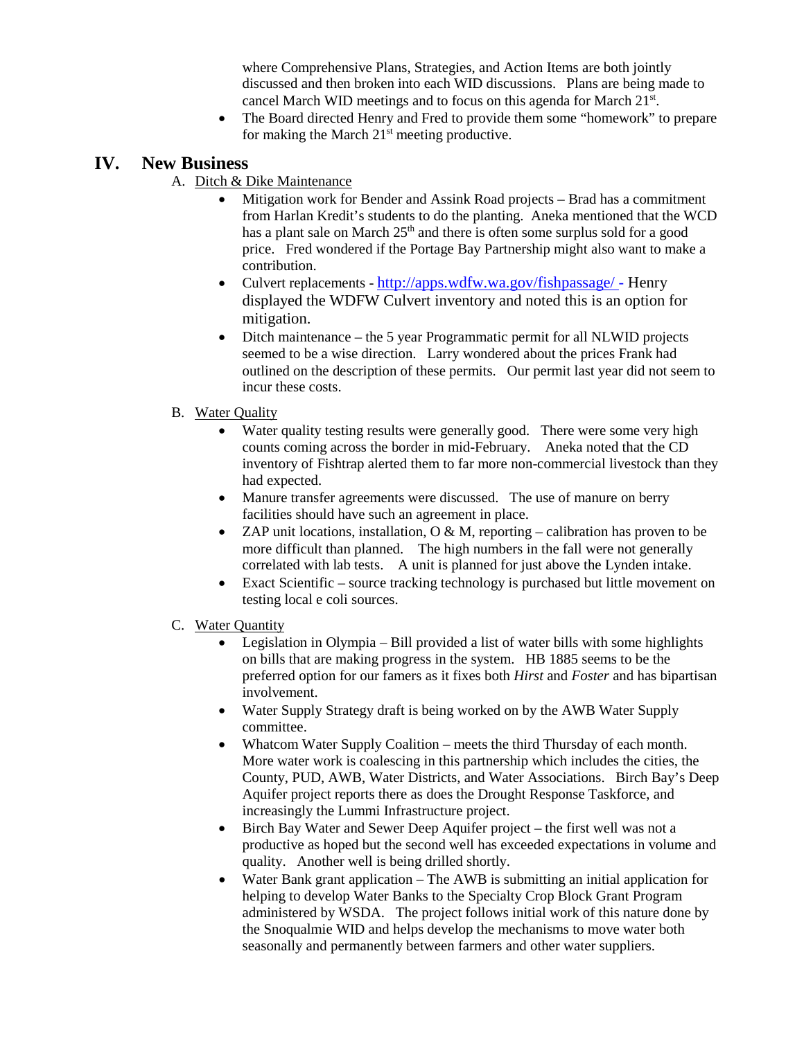where Comprehensive Plans, Strategies, and Action Items are both jointly discussed and then broken into each WID discussions. Plans are being made to cancel March WID meetings and to focus on this agenda for March 21st.

- The Board directed Henry and Fred to provide them some "homework" to prepare for making the March 21st meeting productive.

## IV. New Business

A. Ditch & Dike Maintenance

- Mitigation work for Bender and Assink Road projects – Brad has a commitment from Harlan Kredit's students to do the planting. Aneka mentioned that the WCD has a plant sale on March 25th and there is often some surplus sold for a good price. Fred wondered if the Portage Bay Partnership might also want to make a contribution.
- Culvert replacements - [http://apps.wdfw.wa.gov/fishpassage/](http://apps.wdfw.wa.gov/fishpassage/) - Henry displayed the WDFW Culvert inventory and noted this is an option for mitigation.
- Ditch maintenance – the 5 year Programmatic permit for all NLWID projects seemed to be a wise direction. Larry wondered about the prices Frank had outlined on the description of these permits. Our permit last year did not seem to incur these costs.

B. Water Quality

- Water quality testing results were generally good. There were some very high counts coming across the border in mid-February. Aneka noted that the CD inventory of Fishtrap alerted them to far more non-commercial livestock than they had expected.
- Manure transfer agreements were discussed. The use of manure on berry facilities should have such an agreement in place.
- ZAP unit locations, installation, O & M, reporting – calibration has proven to be more difficult than planned. The high numbers in the fall were not generally correlated with lab tests. A unit is planned for just above the Lynden intake.
- Exact Scientific – source tracking technology is purchased but little movement on testing local e coli sources.

C. Water Quantity

- Legislation in Olympia – Bill provided a list of water bills with some highlights on bills that are making progress in the system. HB 1885 seems to be the preferred option for our famers as it fixes both *Hirst* and *Foster* and has bipartisan involvement.
- Water Supply Strategy draft is being worked on by the AWB Water Supply committee.
- Whatcom Water Supply Coalition – meets the third Thursday of each month. More water work is coalescing in this partnership which includes the cities, the County, PUD, AWB, Water Districts, and Water Associations. Birch Bay's Deep Aquifer project reports there as does the Drought Response Taskforce, and increasingly the Lummi Infrastructure project.
- Birch Bay Water and Sewer Deep Aquifer project – the first well was not a productive as hoped but the second well has exceeded expectations in volume and quality. Another well is being drilled shortly.
- Water Bank grant application – The AWB is submitting an initial application for helping to develop Water Banks to the Specialty Crop Block Grant Program administered by WSDA. The project follows initial work of this nature done by the Snoqualmie WID and helps develop the mechanisms to move water both seasonally and permanently between farmers and other water suppliers.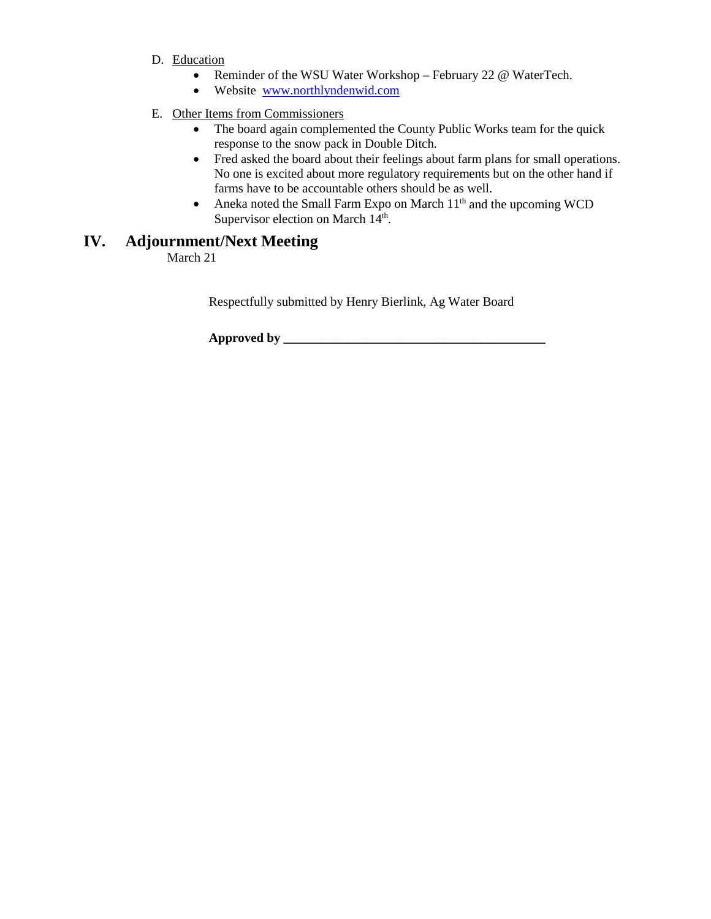D. Education
   - Reminder of the WSU Water Workshop – February 22 @ WaterTech.
   - Website  www.northlyndenwid.com

E. Other Items from Commissioners
   - The board again complemented the County Public Works team for the quick response to the snow pack in Double Ditch.
   - Fred asked the board about their feelings about farm plans for small operations. No one is excited about more regulatory requirements but on the other hand if farms have to be accountable others should be as well.
   - Aneka noted the Small Farm Expo on March 11th and the upcoming WCD Supervisor election on March 14th.

## IV. Adjournment/Next Meeting

March 21

Respectfully submitted by Henry Bierlink, Ag Water Board

**Approved by \_\_\_\_\_\_\_\_\_\_\_\_\_\_\_\_\_\_\_\_\_\_\_\_\_\_\_\_\_\_\_\_\_\_\_\_\_\_\_\_\_\_**